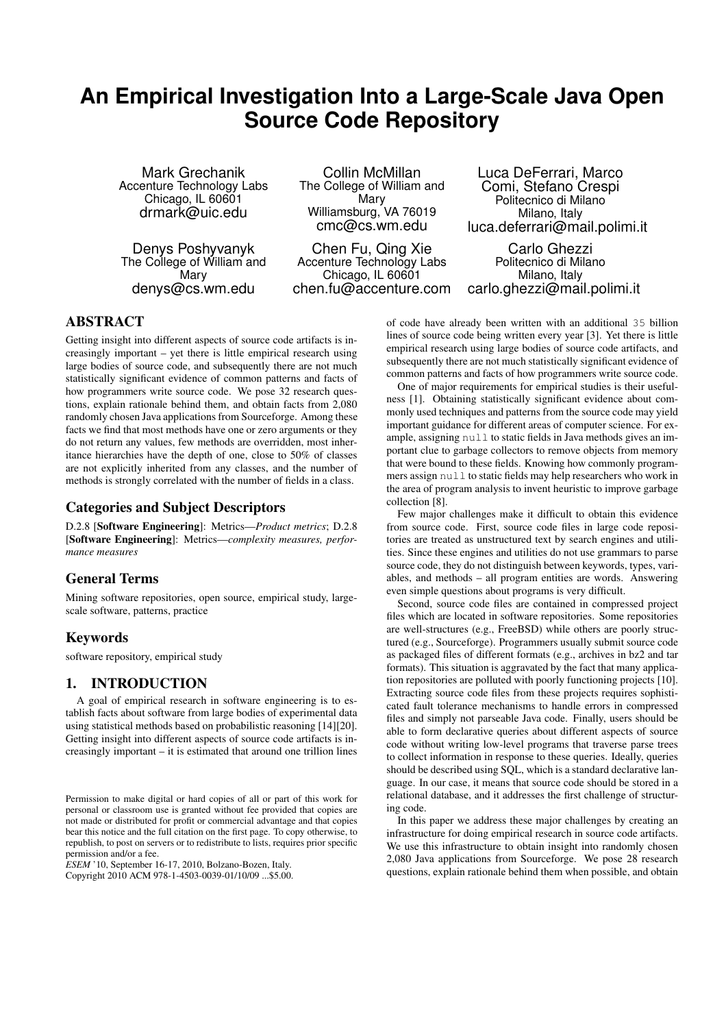# An Empirical Investigation Into a Large-Scale Java Open Source Code Repository

Mark Grechanik
Accenture Technology Labs
Chicago, IL 60601
drmark@uic.edu

Collin McMillan
The College of William and Mary
Williamsburg, VA 76019
cmc@cs.wm.edu

Luca DeFerrari, Marco Comi, Stefano Crespi
Politecnico di Milano
Milano, Italy
luca.deferrari@mail.polimi.it

Denys Poshyvanyk
The College of William and Mary
denys@cs.wm.edu

Chen Fu, Qing Xie
Accenture Technology Labs
Chicago, IL 60601
chen.fu@accenture.com

Carlo Ghezzi
Politecnico di Milano
Milano, Italy
carlo.ghezzi@mail.polimi.it

## ABSTRACT

Getting insight into different aspects of source code artifacts is increasingly important – yet there is little empirical research using large bodies of source code, and subsequently there are not much statistically significant evidence of common patterns and facts of how programmers write source code. We pose 32 research questions, explain rationale behind them, and obtain facts from 2,080 randomly chosen Java applications from Sourceforge. Among these facts we find that most methods have one or zero arguments or they do not return any values, few methods are overridden, most inheritance hierarchies have the depth of one, close to 50% of classes are not explicitly inherited from any classes, and the number of methods is strongly correlated with the number of fields in a class.

## Categories and Subject Descriptors

D.2.8 [**Software Engineering**]: Metrics—*Product metrics*; D.2.8 [**Software Engineering**]: Metrics—*complexity measures, performance measures*

## General Terms

Mining software repositories, open source, empirical study, large-scale software, patterns, practice

## Keywords

software repository, empirical study

## 1. INTRODUCTION

A goal of empirical research in software engineering is to establish facts about software from large bodies of experimental data using statistical methods based on probabilistic reasoning [14][20]. Getting insight into different aspects of source code artifacts is increasingly important – it is estimated that around one trillion lines of code have already been written with an additional 35 billion lines of source code being written every year [3]. Yet there is little empirical research using large bodies of source code artifacts, and subsequently there are not much statistically significant evidence of common patterns and facts of how programmers write source code.

One of major requirements for empirical studies is their usefulness [1]. Obtaining statistically significant evidence about commonly used techniques and patterns from the source code may yield important guidance for different areas of computer science. For example, assigning `null` to static fields in Java methods gives an important clue to garbage collectors to remove objects from memory that were bound to these fields. Knowing how commonly programmers assign `null` to static fields may help researchers who work in the area of program analysis to invent heuristic to improve garbage collection [8].

Few major challenges make it difficult to obtain this evidence from source code. First, source code files in large code repositories are treated as unstructured text by search engines and utilities. Since these engines and utilities do not use grammars to parse source code, they do not distinguish between keywords, types, variables, and methods – all program entities are words. Answering even simple questions about programs is very difficult.

Second, source code files are contained in compressed project files which are located in software repositories. Some repositories are well-structures (e.g., FreeBSD) while others are poorly structured (e.g., Sourceforge). Programmers usually submit source code as packaged files of different formats (e.g., archives in bz2 and tar formats). This situation is aggravated by the fact that many application repositories are polluted with poorly functioning projects [10]. Extracting source code files from these projects requires sophisticated fault tolerance mechanisms to handle errors in compressed files and simply not parseable Java code. Finally, users should be able to form declarative queries about different aspects of source code without writing low-level programs that traverse parse trees to collect information in response to these queries. Ideally, queries should be described using SQL, which is a standard declarative language. In our case, it means that source code should be stored in a relational database, and it addresses the first challenge of structuring code.

In this paper we address these major challenges by creating an infrastructure for doing empirical research in source code artifacts. We use this infrastructure to obtain insight into randomly chosen 2,080 Java applications from Sourceforge. We pose 28 research questions, explain rationale behind them when possible, and obtain

Permission to make digital or hard copies of all or part of this work for personal or classroom use is granted without fee provided that copies are not made or distributed for profit or commercial advantage and that copies bear this notice and the full citation on the first page. To copy otherwise, to republish, to post on servers or to redistribute to lists, requires prior specific permission and/or a fee.
*ESEM* '10, September 16-17, 2010, Bolzano-Bozen, Italy.
Copyright 2010 ACM 978-1-4503-0039-01/10/09 ...$5.00.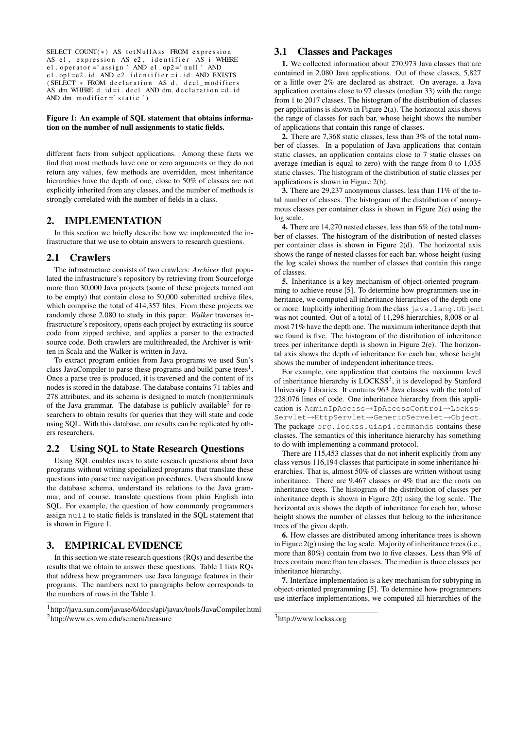```
SELECT COUNT(*) AS totNullAss FROM expression
AS e1, expression AS e2, identifier AS i WHERE
e1.operator='assign' AND e1.op2='null' AND
e1.op1=e2.id AND e2.identifier=i.id AND EXISTS
(SELECT * FROM declaration AS d, decl_modifiers
AS dm WHERE d.id=i.decl AND dm.declaration=d.id
AND dm.modifier='static')
```

**Figure 1: An example of SQL statement that obtains information on the number of null assignments to static fields.**

different facts from subject applications. Among these facts we find that most methods have one or zero arguments or they do not return any values, few methods are overridden, most inheritance hierarchies have the depth of one, close to 50% of classes are not explicitly inherited from any classes, and the number of methods is strongly correlated with the number of fields in a class.

## 2. IMPLEMENTATION

In this section we briefly describe how we implemented the infrastructure that we use to obtain answers to research questions.

### 2.1 Crawlers

The infrastructure consists of two crawlers: *Archiver* that populated the infrastructure's repository by retrieving from Sourceforge more than 30,000 Java projects (some of these projects turned out to be empty) that contain close to 50,000 submitted archive files, which comprise the total of 414,357 files. From these projects we randomly chose 2.080 to study in this paper. *Walker* traverses infrastructure's repository, opens each project by extracting its source code from zipped archive, and applies a parser to the extracted source code. Both crawlers are multithreaded, the Archiver is written in Scala and the Walker is written in Java.

To extract program entities from Java programs we used Sun's class JavaCompiler to parse these programs and build parse trees[1]. Once a parse tree is produced, it is traversed and the content of its nodes is stored in the database. The database contains 71 tables and 278 attributes, and its schema is designed to match (non)terminals of the Java grammar. The database is publicly available[2] for researchers to obtain results for queries that they will state and code using SQL. With this database, our results can be replicated by others researchers.

### 2.2 Using SQL to State Research Questions

Using SQL enables users to state research questions about Java programs without writing specialized programs that translate these questions into parse tree navigation procedures. Users should know the database schema, understand its relations to the Java grammar, and of course, translate questions from plain English into SQL. For example, the question of how commonly programmers assign `null` to static fields is translated in the SQL statement that is shown in Figure 1.

## 3. EMPIRICAL EVIDENCE

In this section we state research questions (RQs) and describe the results that we obtain to answer these questions. Table 1 lists RQs that address how programmers use Java language features in their programs. The numbers next to paragraphs below corresponds to the numbers of rows in the Table 1.

[1]http://java.sun.com/javase/6/docs/api/javax/tools/JavaCompiler.html

[2]http://www.cs.wm.edu/semeru/treasure

### 3.1 Classes and Packages

**1.** We collected information about 270,973 Java classes that are contained in 2,080 Java applications. Out of these classes, 5,827 or a little over 2% are declared as abstract. On average, a Java application contains close to 97 classes (median 33) with the range from 1 to 2017 classes. The histogram of the distribution of classes per applications is shown in Figure 2(a). The horizontal axis shows the range of classes for each bar, whose height shows the number of applications that contain this range of classes.

**2.** There are 7,368 static classes, less than 3% of the total number of classes. In a population of Java applications that contain static classes, an application contains close to 7 static classes on average (median is equal to zero) with the range from 0 to 1,035 static classes. The histogram of the distribution of static classes per applications is shown in Figure 2(b).

**3.** There are 29,237 anonymous classes, less than 11% of the total number of classes. The histogram of the distribution of anonymous classes per container class is shown in Figure 2(c) using the log scale.

**4.** There are 14,270 nested classes, less than 6% of the total number of classes. The histogram of the distribution of nested classes per container class is shown in Figure 2(d). The horizontal axis shows the range of nested classes for each bar, whose height (using the log scale) shows the number of classes that contain this range of classes.

**5.** Inheritance is a key mechanism of object-oriented programming to achieve reuse [5]. To determine how programmers use inheritance, we computed all inheritance hierarchies of the depth one or more. Implicitly inheriting from the class `java.lang.Object` was not counted. Out of a total of 11,298 hierarchies, 8,008 or almost 71% have the depth one. The maximum inheritance depth that we found is five. The histogram of the distribution of inheritance trees per inheritance depth is shown in Figure 2(e). The horizontal axis shows the depth of inheritance for each bar, whose height shows the number of independent inheritance trees.

For example, one application that contains the maximum level of inheritance hierarchy is LOCKSS[3], it is developed by Stanford University Libraries. It contains 963 Java classes with the total of 228,076 lines of code. One inheritance hierarchy from this application is `AdminIpAccess`→`IpAccessControl`→`Lockss-Servlet`→`HttpServlet`→`GenericServelet`→`Object`. The package `org.lockss.uiapi.commands` contains these classes. The semantics of this inheritance hierarchy has something to do with implementing a command protocol.

There are 115,453 classes that do not inherit explicitly from any class versus 116,194 classes that participate in some inheritance hierarchies. That is, almost 50% of classes are written without using inheritance. There are 9,467 classes or 4% that are the roots on inheritance trees. The histogram of the distribution of classes per inheritance depth is shown in Figure 2(f) using the log scale. The horizontal axis shows the depth of inheritance for each bar, whose height shows the number of classes that belong to the inheritance trees of the given depth.

**6.** How classes are distributed among inheritance trees is shown in Figure 2(g) using the log scale. Majority of inheritance trees (i.e., more than 80%) contain from two to five classes. Less than 9% of trees contain more than ten classes. The median is three classes per inheritance hierarchy.

**7.** Interface implementation is a key mechanism for subtyping in object-oriented programming [5]. To determine how programmers use interface implementations, we computed all hierarchies of the

[3]http://www.lockss.org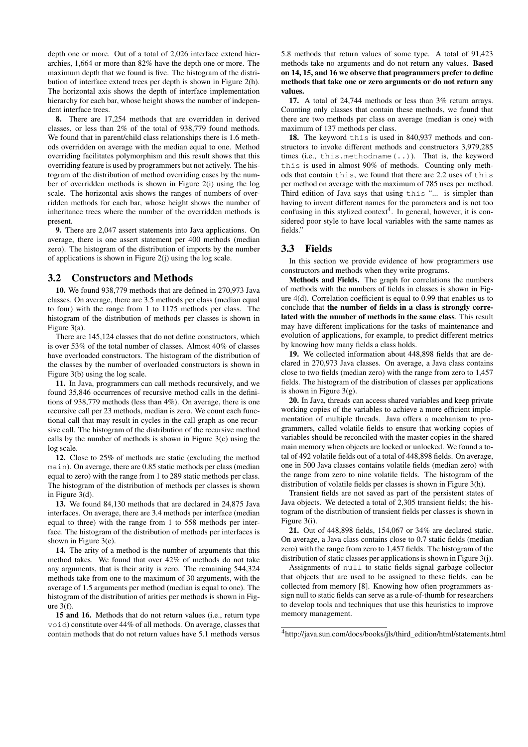depth one or more. Out of a total of 2,026 interface extend hierarchies, 1,664 or more than 82% have the depth one or more. The maximum depth that we found is five. The histogram of the distribution of interface extend trees per depth is shown in Figure 2(h). The horizontal axis shows the depth of interface implementation hierarchy for each bar, whose height shows the number of independent interface trees.

**8.** There are 17,254 methods that are overridden in derived classes, or less than 2% of the total of 938,779 found methods. We found that in parent/child class relationships there is 1.6 methods overridden on average with the median equal to one. Method overriding facilitates polymorphism and this result shows that this overriding feature is used by programmers but not actively. The histogram of the distribution of method overriding cases by the number of overridden methods is shown in Figure 2(i) using the log scale. The horizontal axis shows the ranges of numbers of overridden methods for each bar, whose height shows the number of inheritance trees where the number of the overridden methods is present.

**9.** There are 2,047 assert statements into Java applications. On average, there is one assert statement per 400 methods (median zero). The histogram of the distribution of imports by the number of applications is shown in Figure 2(j) using the log scale.

## 3.2 Constructors and Methods

**10.** We found 938,779 methods that are defined in 270,973 Java classes. On average, there are 3.5 methods per class (median equal to four) with the range from 1 to 1175 methods per class. The histogram of the distribution of methods per classes is shown in Figure 3(a).

There are 145,124 classes that do not define constructors, which is over 53% of the total number of classes. Almost 40% of classes have overloaded constructors. The histogram of the distribution of the classes by the number of overloaded constructors is shown in Figure 3(b) using the log scale.

**11.** In Java, programmers can call methods recursively, and we found 35,846 occurrences of recursive method calls in the definitions of 938,779 methods (less than 4%). On average, there is one recursive call per 23 methods, median is zero. We count each functional call that may result in cycles in the call graph as one recursive call. The histogram of the distribution of the recursive method calls by the number of methods is shown in Figure 3(c) using the log scale.

**12.** Close to 25% of methods are static (excluding the method `main`). On average, there are 0.85 static methods per class (median equal to zero) with the range from 1 to 289 static methods per class. The histogram of the distribution of methods per classes is shown in Figure 3(d).

**13.** We found 84,130 methods that are declared in 24,875 Java interfaces. On average, there are 3.4 methods per interface (median equal to three) with the range from 1 to 558 methods per interface. The histogram of the distribution of methods per interfaces is shown in Figure 3(e).

**14.** The arity of a method is the number of arguments that this method takes. We found that over 42% of methods do not take any arguments, that is their arity is zero. The remaining 544,324 methods take from one to the maximum of 30 arguments, with the average of 1.5 arguments per method (median is equal to one). The histogram of the distribution of arities per methods is shown in Figure 3(f).

**15 and 16.** Methods that do not return values (i.e., return type `void`) constitute over 44% of all methods. On average, classes that contain methods that do not return values have 5.1 methods versus 5.8 methods that return values of some type. A total of 91,423 methods take no arguments and do not return any values. **Based on 14, 15, and 16 we observe that programmers prefer to define methods that take one or zero arguments or do not return any values.**

**17.** A total of 24,744 methods or less than 3% return arrays. Counting only classes that contain these methods, we found that there are two methods per class on average (median is one) with maximum of 137 methods per class.

**18.** The keyword `this` is used in 840,937 methods and constructors to invoke different methods and constructors 3,979,285 times (i.e., `this.methodname(..)`). That is, the keyword `this` is used in almost 90% of methods. Counting only methods that contain `this`, we found that there are 2.2 uses of `this` per method on average with the maximum of 785 uses per method. Third edition of Java says that using `this` "... is simpler than having to invent different names for the parameters and is not too confusing in this stylized context[4]. In general, however, it is considered poor style to have local variables with the same names as fields."

## 3.3 Fields

In this section we provide evidence of how programmers use constructors and methods when they write programs.

**Methods and Fields.** The graph for correlations the numbers of methods with the numbers of fields in classes is shown in Figure 4(d). Correlation coefficient is equal to 0.99 that enables us to conclude that **the number of fields in a class is strongly correlated with the number of methods in the same class**. This result may have different implications for the tasks of maintenance and evolution of applications, for example, to predict different metrics by knowing how many fields a class holds.

**19.** We collected information about 448,898 fields that are declared in 270,973 Java classes. On average, a Java class contains close to two fields (median zero) with the range from zero to 1,457 fields. The histogram of the distribution of classes per applications is shown in Figure 3(g).

**20.** In Java, threads can access shared variables and keep private working copies of the variables to achieve a more efficient implementation of multiple threads. Java offers a mechanism to programmers, called volatile fields to ensure that working copies of variables should be reconciled with the master copies in the shared main memory when objects are locked or unlocked. We found a total of 492 volatile fields out of a total of 448,898 fields. On average, one in 500 Java classes contains volatile fields (median zero) with the range from zero to nine volatile fields. The histogram of the distribution of volatile fields per classes is shown in Figure 3(h).

Transient fields are not saved as part of the persistent states of Java objects. We detected a total of 2,305 transient fields; the histogram of the distribution of transient fields per classes is shown in Figure 3(i).

**21.** Out of 448,898 fields, 154,067 or 34% are declared static. On average, a Java class contains close to 0.7 static fields (median zero) with the range from zero to 1,457 fields. The histogram of the distribution of static classes per applications is shown in Figure 3(j).

Assignments of `null` to static fields signal garbage collector that objects that are used to be assigned to these fields, can be collected from memory [8]. Knowing how often programmers assign null to static fields can serve as a rule-of-thumb for researchers to develop tools and techniques that use this heuristics to improve memory management.

[4] http://java.sun.com/docs/books/jls/third_edition/html/statements.html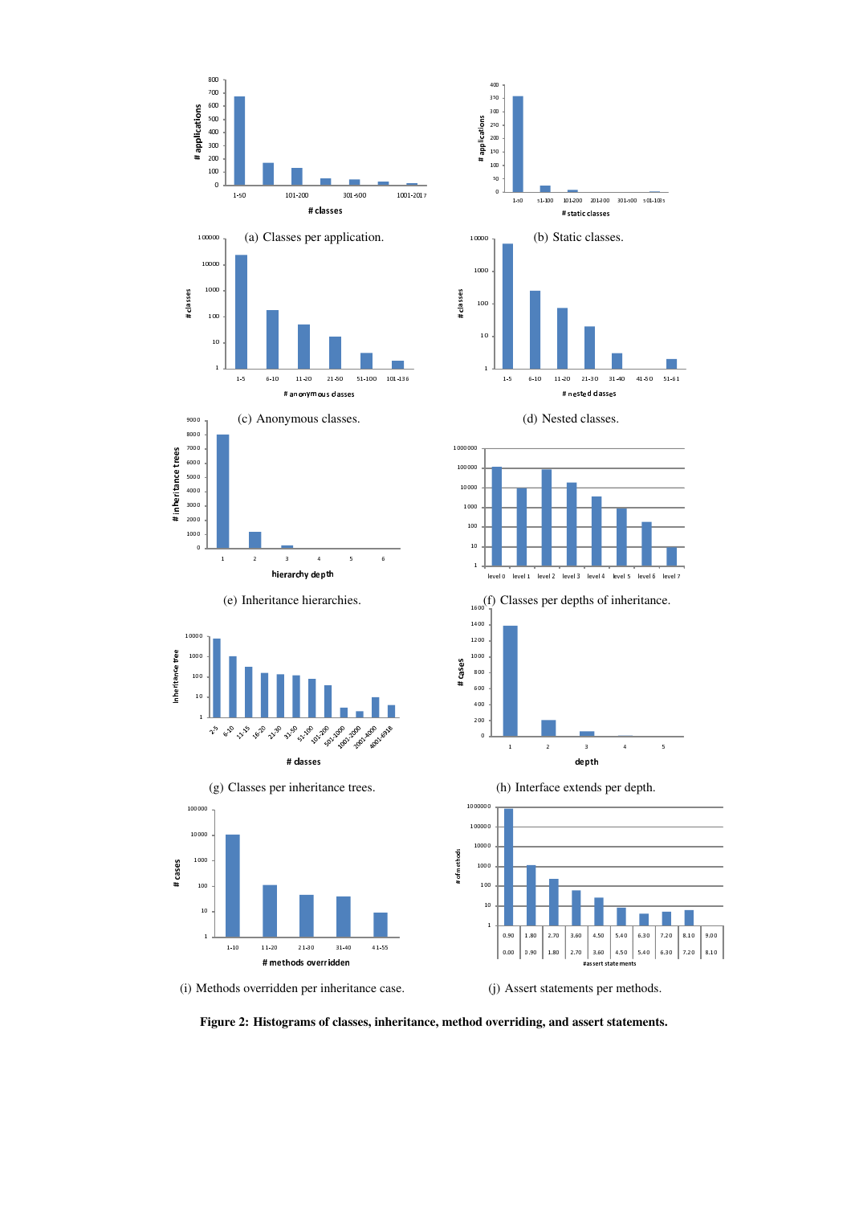(a) Classes per application.

(b) Static classes.

(c) Anonymous classes.

(d) Nested classes.

(e) Inheritance hierarchies.

(f) Classes per depths of inheritance.

(g) Classes per inheritance trees.

(h) Interface extends per depth.

(i) Methods overridden per inheritance case.

(j) Assert statements per methods.

**Figure 2: Histograms of classes, inheritance, method overriding, and assert statements.**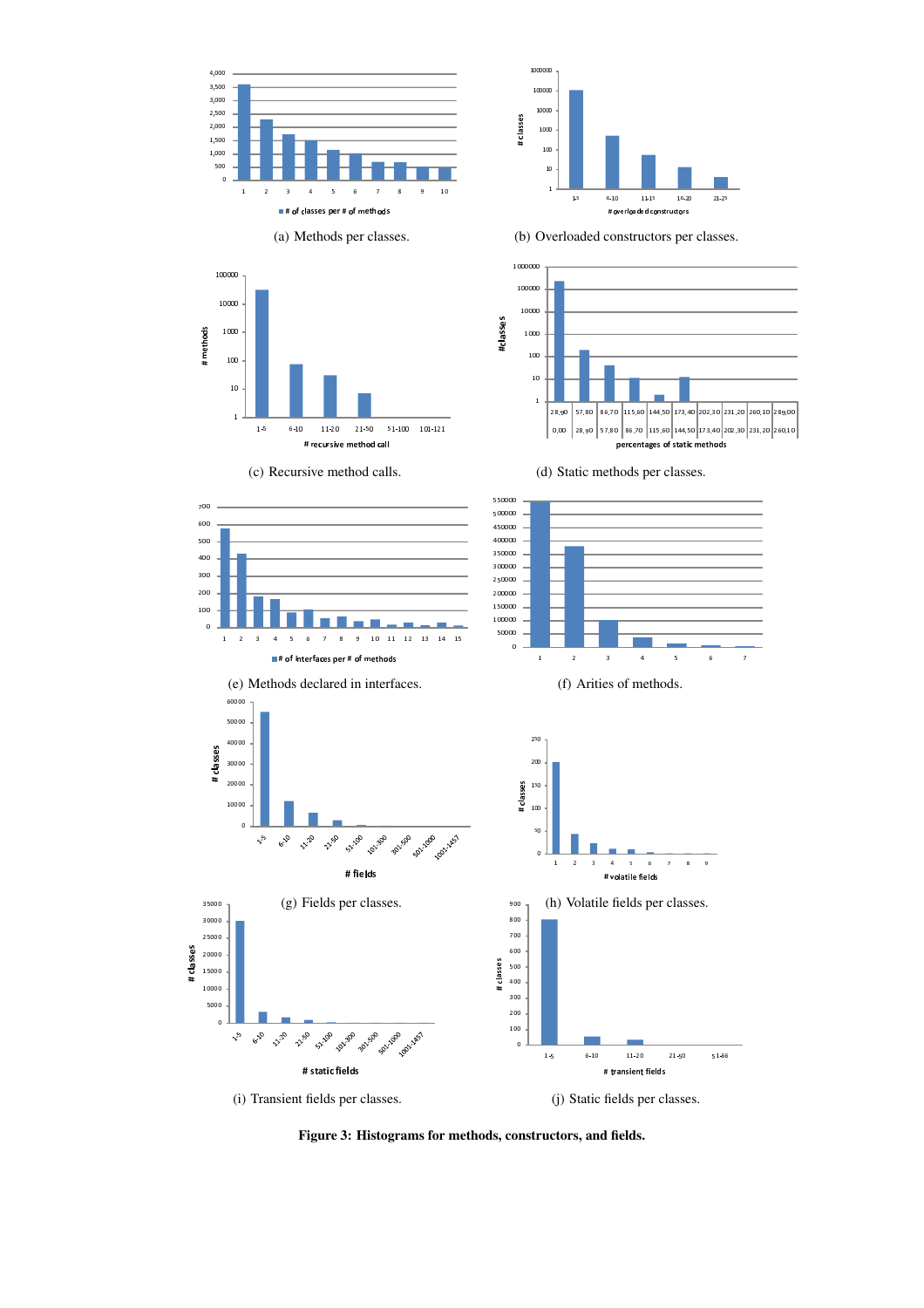(a) Methods per classes.

(b) Overloaded constructors per classes.

(c) Recursive method calls.

(d) Static methods per classes.

(e) Methods declared in interfaces.

(f) Arities of methods.

(g) Fields per classes.

(h) Volatile fields per classes.

(i) Transient fields per classes.

(j) Static fields per classes.

**Figure 3: Histograms for methods, constructors, and fields.**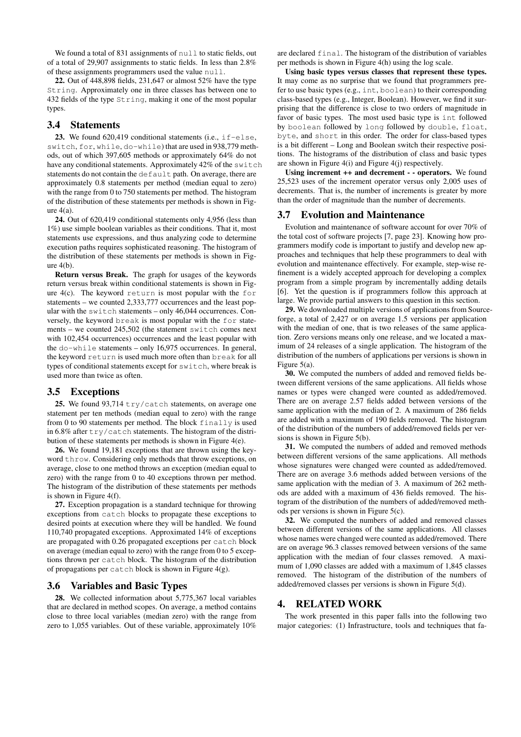We found a total of 831 assignments of `null` to static fields, out of a total of 29,907 assignments to static fields. In less than 2.8% of these assignments programmers used the value `null`.

**22.** Out of 448,898 fields, 231,647 or almost 52% have the type `String`. Approximately one in three classes has between one to 432 fields of the type `String`, making it one of the most popular types.

## 3.4 Statements

**23.** We found 620,419 conditional statements (i.e., `if-else`, `switch`, `for`, `while`, `do-while`) that are used in 938,779 methods, out of which 397,605 methods or approximately 64% do not have any conditional statements. Approximately 42% of the `switch` statements do not contain the `default` path. On average, there are approximately 0.8 statements per method (median equal to zero) with the range from 0 to 750 statements per method. The histogram of the distribution of these statements per methods is shown in Figure 4(a).

**24.** Out of 620,419 conditional statements only 4,956 (less than 1%) use simple boolean variables as their conditions. That it, most statements use expressions, and thus analyzing code to determine execution paths requires sophisticated reasoning. The histogram of the distribution of these statements per methods is shown in Figure 4(b).

**Return versus Break.** The graph for usages of the keywords return versus break within conditional statements is shown in Figure 4(c). The keyword `return` is most popular with the `for` statements – we counted 2,333,777 occurrences and the least popular with the `switch` statements – only 46,044 occurrences. Conversely, the keyword `break` is most popular with the `for` statements – we counted 245,502 (the statement `switch` comes next with 102,454 occurrences) occurrences and the least popular with the `do-while` statements – only 16,975 occurrences. In general, the keyword `return` is used much more often than `break` for all types of conditional statements except for `switch`, where break is used more than twice as often.

## 3.5 Exceptions

**25.** We found 93,714 `try/catch` statements, on average one statement per ten methods (median equal to zero) with the range from 0 to 90 statements per method. The block `finally` is used in 6.8% after `try/catch` statements. The histogram of the distribution of these statements per methods is shown in Figure 4(e).

**26.** We found 19,181 exceptions that are thrown using the keyword `throw`. Considering only methods that throw exceptions, on average, close to one method throws an exception (median equal to zero) with the range from 0 to 40 exceptions thrown per method. The histogram of the distribution of these statements per methods is shown in Figure 4(f).

**27.** Exception propagation is a standard technique for throwing exceptions from `catch` blocks to propagate these exceptions to desired points at execution where they will be handled. We found 110,740 propagated exceptions. Approximated 14% of exceptions are propagated with 0.26 propagated exceptions per `catch` block on average (median equal to zero) with the range from 0 to 5 exceptions thrown per `catch` block. The histogram of the distribution of propagations per `catch` block is shown in Figure 4(g).

## 3.6 Variables and Basic Types

**28.** We collected information about 5,775,367 local variables that are declared in method scopes. On average, a method contains close to three local variables (median zero) with the range from zero to 1,055 variables. Out of these variable, approximately 10% are declared `final`. The histogram of the distribution of variables per methods is shown in Figure 4(h) using the log scale.

**Using basic types versus classes that represent these types.** It may come as no surprise that we found that programmers prefer to use basic types (e.g., `int`, `boolean`) to their corresponding class-based types (e.g., Integer, Boolean). However, we find it surprising that the difference is close to two orders of magnitude in favor of basic types. The most used basic type is `int` followed by `boolean` followed by `long` followed by `double`, `float`, `byte`, and `short` in this order. The order for class-based types is a bit different – Long and Boolean switch their respective positions. The histograms of the distribution of class and basic types are shown in Figure 4(i) and Figure 4(j) respectively.

**Using increment ++ and decrement - - operators.** We found 25,523 uses of the increment operator versus only 2,005 uses of decrements. That is, the number of increments is greater by more than the order of magnitude than the number of decrements.

## 3.7 Evolution and Maintenance

Evolution and maintenance of software account for over 70% of the total cost of software projects [7, page 23]. Knowing how programmers modify code is important to justify and develop new approaches and techniques that help these programmers to deal with evolution and maintenance effectively. For example, step-wise refinement is a widely accepted approach for developing a complex program from a simple program by incrementally adding details [6]. Yet the question is if programmers follow this approach at large. We provide partial answers to this question in this section.

**29.** We downloaded multiple versions of applications from Sourceforge, a total of 2,427 or on average 1.5 versions per application with the median of one, that is two releases of the same application. Zero versions means only one release, and we located a maximum of 24 releases of a single application. The histogram of the distribution of the numbers of applications per versions is shown in Figure 5(a).

**30.** We computed the numbers of added and removed fields between different versions of the same applications. All fields whose names or types were changed were counted as added/removed. There are on average 2.57 fields added between versions of the same application with the median of 2. A maximum of 286 fields are added with a maximum of 190 fields removed. The histogram of the distribution of the numbers of added/removed fields per versions is shown in Figure 5(b).

**31.** We computed the numbers of added and removed methods between different versions of the same applications. All methods whose signatures were changed were counted as added/removed. There are on average 3.6 methods added between versions of the same application with the median of 3. A maximum of 262 methods are added with a maximum of 436 fields removed. The histogram of the distribution of the numbers of added/removed methods per versions is shown in Figure 5(c).

**32.** We computed the numbers of added and removed classes between different versions of the same applications. All classes whose names were changed were counted as added/removed. There are on average 96.3 classes removed between versions of the same application with the median of four classes removed. A maximum of 1,090 classes are added with a maximum of 1,845 classes removed. The histogram of the distribution of the numbers of added/removed classes per versions is shown in Figure 5(d).

# 4. RELATED WORK

The work presented in this paper falls into the following two major categories: (1) Infrastructure, tools and techniques that fa-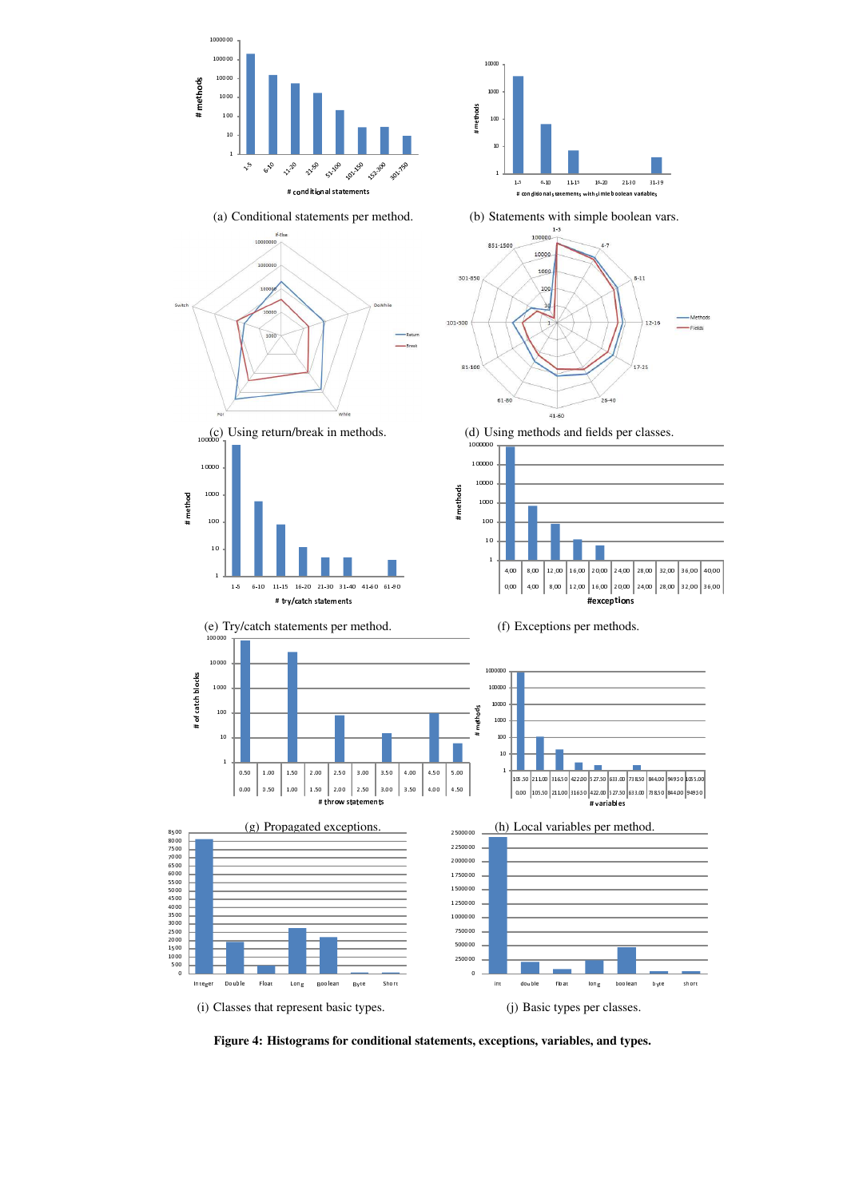(a) Conditional statements per method.

(b) Statements with simple boolean vars.

(c) Using return/break in methods.

(d) Using methods and fields per classes.

(e) Try/catch statements per method.

(f) Exceptions per methods.

(g) Propagated exceptions.

(h) Local variables per method.

(i) Classes that represent basic types.

(j) Basic types per classes.

**Figure 4: Histograms for conditional statements, exceptions, variables, and types.**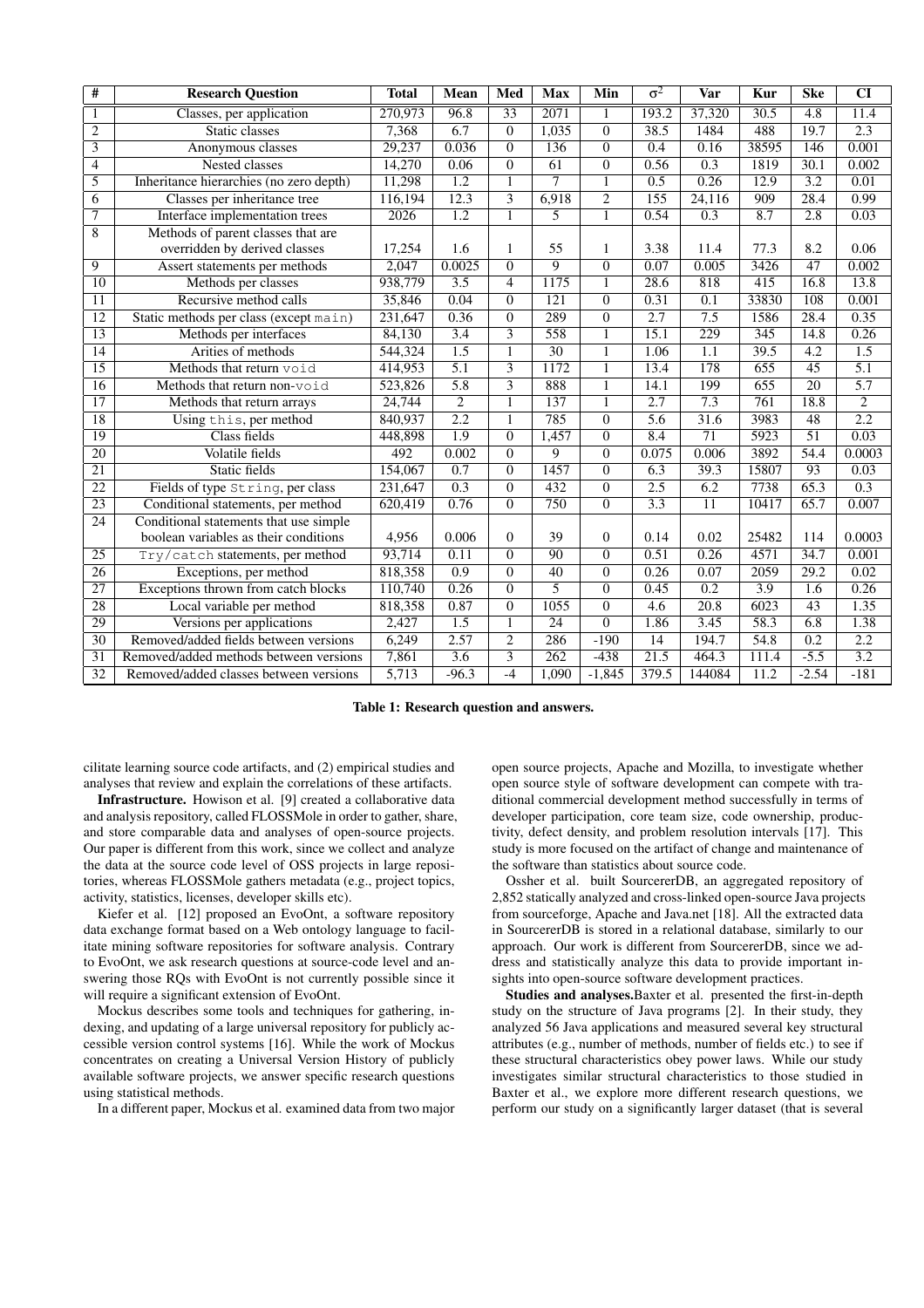| # | Research Question | Total | Mean | Med | Max | Min | $\sigma^2$ | Var | Kur | Ske | CI |
|---|---|---|---|---|---|---|---|---|---|---|---|
| 1 | Classes, per application | 270,973 | 96.8 | 33 | 2071 | 1 | 193.2 | 37,320 | 30.5 | 4.8 | 11.4 |
| 2 | Static classes | 7,368 | 6.7 | 0 | 1,035 | 0 | 38.5 | 1484 | 488 | 19.7 | 2.3 |
| 3 | Anonymous classes | 29,237 | 0.036 | 0 | 136 | 0 | 0.4 | 0.16 | 38595 | 146 | 0.001 |
| 4 | Nested classes | 14,270 | 0.06 | 0 | 61 | 0 | 0.56 | 0.3 | 1819 | 30.1 | 0.002 |
| 5 | Inheritance hierarchies (no zero depth) | 11,298 | 1.2 | 1 | 7 | 1 | 0.5 | 0.26 | 12.9 | 3.2 | 0.01 |
| 6 | Classes per inheritance tree | 116,194 | 12.3 | 3 | 6,918 | 2 | 155 | 24,116 | 909 | 28.4 | 0.99 |
| 7 | Interface implementation trees | 2026 | 1.2 | 1 | 5 | 1 | 0.54 | 0.3 | 8.7 | 2.8 | 0.03 |
| 8 | Methods of parent classes that are overridden by derived classes | 17,254 | 1.6 | 1 | 55 | 1 | 3.38 | 11.4 | 77.3 | 8.2 | 0.06 |
| 9 | Assert statements per methods | 2,047 | 0.0025 | 0 | 9 | 0 | 0.07 | 0.005 | 3426 | 47 | 0.002 |
| 10 | Methods per classes | 938,779 | 3.5 | 4 | 1175 | 1 | 28.6 | 818 | 415 | 16.8 | 13.8 |
| 11 | Recursive method calls | 35,846 | 0.04 | 0 | 121 | 0 | 0.31 | 0.1 | 33830 | 108 | 0.001 |
| 12 | Static methods per class (except `main`) | 231,647 | 0.36 | 0 | 289 | 0 | 2.7 | 7.5 | 1586 | 28.4 | 0.35 |
| 13 | Methods per interfaces | 84,130 | 3.4 | 3 | 558 | 1 | 15.1 | 229 | 345 | 14.8 | 0.26 |
| 14 | Arities of methods | 544,324 | 1.5 | 1 | 30 | 1 | 1.06 | 1.1 | 39.5 | 4.2 | 1.5 |
| 15 | Methods that return `void` | 414,953 | 5.1 | 3 | 1172 | 1 | 13.4 | 178 | 655 | 45 | 5.1 |
| 16 | Methods that return non-`void` | 523,826 | 5.8 | 3 | 888 | 1 | 14.1 | 199 | 655 | 20 | 5.7 |
| 17 | Methods that return arrays | 24,744 | 2 | 1 | 137 | 1 | 2.7 | 7.3 | 761 | 18.8 | 2 |
| 18 | Using `this`, per method | 840,937 | 2.2 | 1 | 785 | 0 | 5.6 | 31.6 | 3983 | 48 | 2.2 |
| 19 | Class fields | 448,898 | 1.9 | 0 | 1,457 | 0 | 8.4 | 71 | 5923 | 51 | 0.03 |
| 20 | Volatile fields | 492 | 0.002 | 0 | 9 | 0 | 0.075 | 0.006 | 3892 | 54.4 | 0.0003 |
| 21 | Static fields | 154,067 | 0.7 | 0 | 1457 | 0 | 6.3 | 39.3 | 15807 | 93 | 0.03 |
| 22 | Fields of type `String`, per class | 231,647 | 0.3 | 0 | 432 | 0 | 2.5 | 6.2 | 7738 | 65.3 | 0.3 |
| 23 | Conditional statements, per method | 620,419 | 0.76 | 0 | 750 | 0 | 3.3 | 11 | 10417 | 65.7 | 0.007 |
| 24 | Conditional statements that use simple boolean variables as their conditions | 4,956 | 0.006 | 0 | 39 | 0 | 0.14 | 0.02 | 25482 | 114 | 0.0003 |
| 25 | `Try/catch` statements, per method | 93,714 | 0.11 | 0 | 90 | 0 | 0.51 | 0.26 | 4571 | 34.7 | 0.001 |
| 26 | Exceptions, per method | 818,358 | 0.9 | 0 | 40 | 0 | 0.26 | 0.07 | 2059 | 29.2 | 0.02 |
| 27 | Exceptions thrown from catch blocks | 110,740 | 0.26 | 0 | 5 | 0 | 0.45 | 0.2 | 3.9 | 1.6 | 0.26 |
| 28 | Local variable per method | 818,358 | 0.87 | 0 | 1055 | 0 | 4.6 | 20.8 | 6023 | 43 | 1.35 |
| 29 | Versions per applications | 2,427 | 1.5 | 1 | 24 | 0 | 1.86 | 3.45 | 58.3 | 6.8 | 1.38 |
| 30 | Removed/added fields between versions | 6,249 | 2.57 | 2 | 286 | -190 | 14 | 194.7 | 54.8 | 0.2 | 2.2 |
| 31 | Removed/added methods between versions | 7,861 | 3.6 | 3 | 262 | -438 | 21.5 | 464.3 | 111.4 | -5.5 | 3.2 |
| 32 | Removed/added classes between versions | 5,713 | -96.3 | -4 | 1,090 | -1,845 | 379.5 | 144084 | 11.2 | -2.54 | -181 |

**Table 1: Research question and answers.**

cilitate learning source code artifacts, and (2) empirical studies and analyses that review and explain the correlations of these artifacts.

**Infrastructure.** Howison et al. [9] created a collaborative data and analysis repository, called FLOSSMole in order to gather, share, and store comparable data and analyses of open-source projects. Our paper is different from this work, since we collect and analyze the data at the source code level of OSS projects in large repositories, whereas FLOSSMole gathers metadata (e.g., project topics, activity, statistics, licenses, developer skills etc).

Kiefer et al. [12] proposed an EvoOnt, a software repository data exchange format based on a Web ontology language to facilitate mining software repositories for software analysis. Contrary to EvoOnt, we ask research questions at source-code level and answering those RQs with EvoOnt is not currently possible since it will require a significant extension of EvoOnt.

Mockus describes some tools and techniques for gathering, indexing, and updating of a large universal repository for publicly accessible version control systems [16]. While the work of Mockus concentrates on creating a Universal Version History of publicly available software projects, we answer specific research questions using statistical methods.

In a different paper, Mockus et al. examined data from two major open source projects, Apache and Mozilla, to investigate whether open source style of software development can compete with traditional commercial development method successfully in terms of developer participation, core team size, code ownership, productivity, defect density, and problem resolution intervals [17]. This study is more focused on the artifact of change and maintenance of the software than statistics about source code.

Ossher et al. built SourcererDB, an aggregated repository of 2,852 statically analyzed and cross-linked open-source Java projects from sourceforge, Apache and Java.net [18]. All the extracted data in SourcererDB is stored in a relational database, similarly to our approach. Our work is different from SourcererDB, since we address and statistically analyze this data to provide important insights into open-source software development practices.

**Studies and analyses.** Baxter et al. presented the first-in-depth study on the structure of Java programs [2]. In their study, they analyzed 56 Java applications and measured several key structural attributes (e.g., number of methods, number of fields etc.) to see if these structural characteristics obey power laws. While our study investigates similar structural characteristics to those studied in Baxter et al., we explore more different research questions, we perform our study on a significantly larger dataset (that is several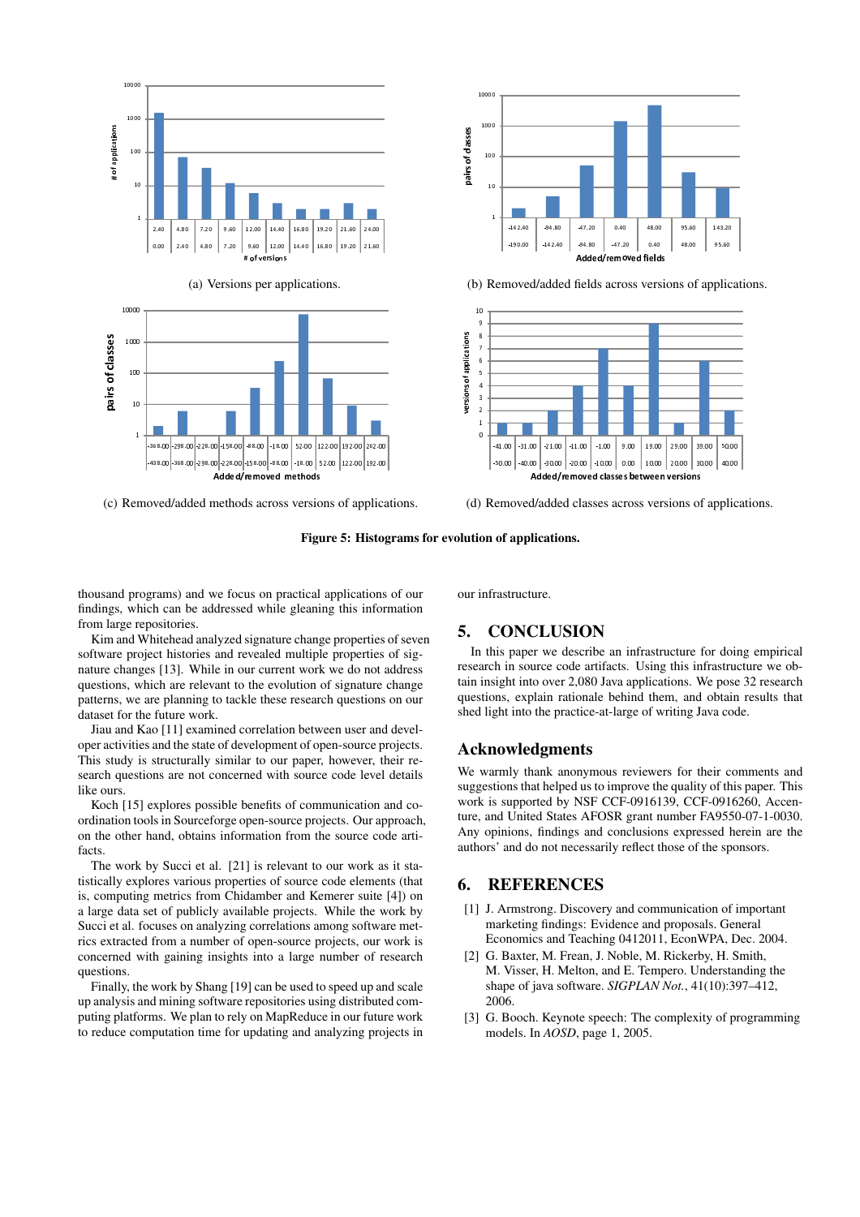(a) Versions per applications.

(b) Removed/added fields across versions of applications.

(c) Removed/added methods across versions of applications.

(d) Removed/added classes across versions of applications.

**Figure 5: Histograms for evolution of applications.**

thousand programs) and we focus on practical applications of our findings, which can be addressed while gleaning this information from large repositories.

Kim and Whitehead analyzed signature change properties of seven software project histories and revealed multiple properties of signature changes [13]. While in our current work we do not address questions, which are relevant to the evolution of signature change patterns, we are planning to tackle these research questions on our dataset for the future work.

Jiau and Kao [11] examined correlation between user and developer activities and the state of development of open-source projects. This study is structurally similar to our paper, however, their research questions are not concerned with source code level details like ours.

Koch [15] explores possible benefits of communication and coordination tools in Sourceforge open-source projects. Our approach, on the other hand, obtains information from the source code artifacts.

The work by Succi et al. [21] is relevant to our work as it statistically explores various properties of source code elements (that is, computing metrics from Chidamber and Kemerer suite [4]) on a large data set of publicly available projects. While the work by Succi et al. focuses on analyzing correlations among software metrics extracted from a number of open-source projects, our work is concerned with gaining insights into a large number of research questions.

Finally, the work by Shang [19] can be used to speed up and scale up analysis and mining software repositories using distributed computing platforms. We plan to rely on MapReduce in our future work to reduce computation time for updating and analyzing projects in our infrastructure.

## 5. CONCLUSION

In this paper we describe an infrastructure for doing empirical research in source code artifacts. Using this infrastructure we obtain insight into over 2,080 Java applications. We pose 32 research questions, explain rationale behind them, and obtain results that shed light into the practice-at-large of writing Java code.

## Acknowledgments

We warmly thank anonymous reviewers for their comments and suggestions that helped us to improve the quality of this paper. This work is supported by NSF CCF-0916139, CCF-0916260, Accenture, and United States AFOSR grant number FA9550-07-1-0030. Any opinions, findings and conclusions expressed herein are the authors' and do not necessarily reflect those of the sponsors.

## 6. REFERENCES

[1] J. Armstrong. Discovery and communication of important marketing findings: Evidence and proposals. General Economics and Teaching 0412011, EconWPA, Dec. 2004.

[2] G. Baxter, M. Frean, J. Noble, M. Rickerby, H. Smith, M. Visser, H. Melton, and E. Tempero. Understanding the shape of java software. *SIGPLAN Not.*, 41(10):397–412, 2006.

[3] G. Booch. Keynote speech: The complexity of programming models. In *AOSD*, page 1, 2005.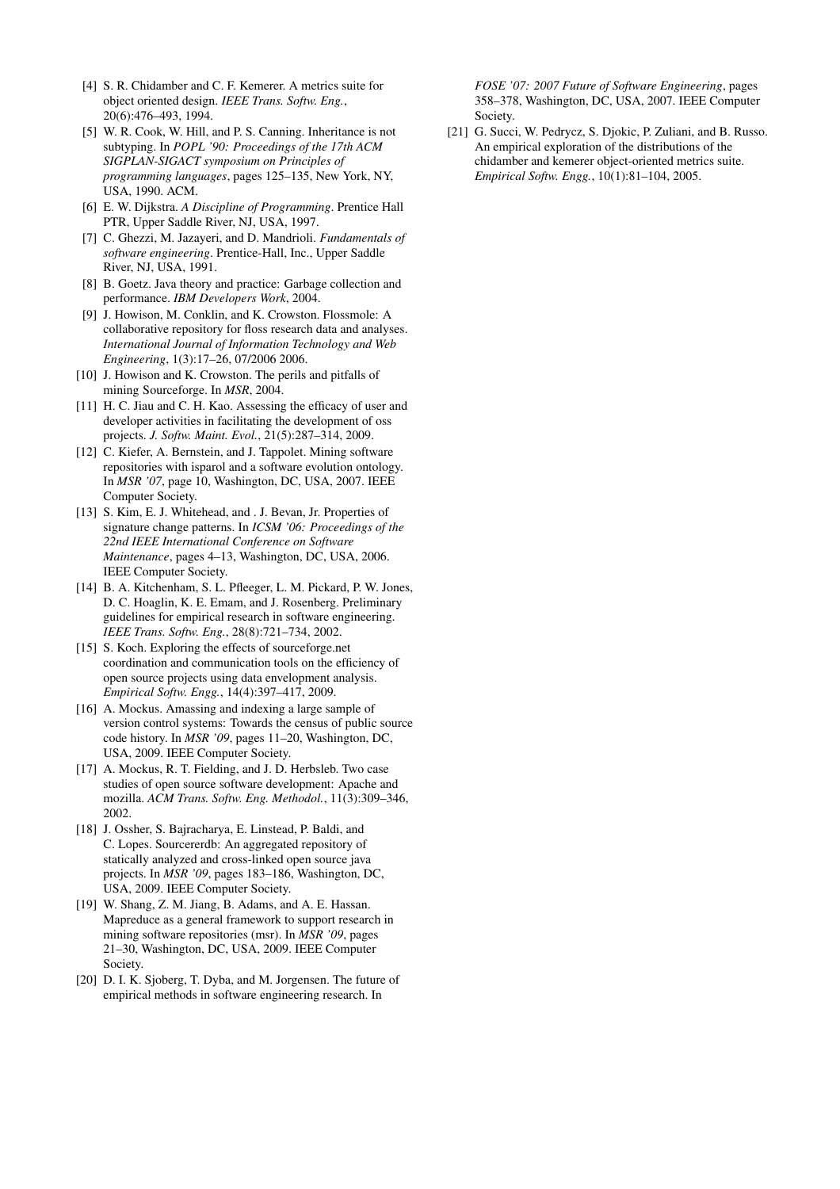[4] S. R. Chidamber and C. F. Kemerer. A metrics suite for object oriented design. *IEEE Trans. Softw. Eng.*, 20(6):476–493, 1994.

[5] W. R. Cook, W. Hill, and P. S. Canning. Inheritance is not subtyping. In *POPL '90: Proceedings of the 17th ACM SIGPLAN-SIGACT symposium on Principles of programming languages*, pages 125–135, New York, NY, USA, 1990. ACM.

[6] E. W. Dijkstra. *A Discipline of Programming*. Prentice Hall PTR, Upper Saddle River, NJ, USA, 1997.

[7] C. Ghezzi, M. Jazayeri, and D. Mandrioli. *Fundamentals of software engineering*. Prentice-Hall, Inc., Upper Saddle River, NJ, USA, 1991.

[8] B. Goetz. Java theory and practice: Garbage collection and performance. *IBM Developers Work*, 2004.

[9] J. Howison, M. Conklin, and K. Crowston. Flossmole: A collaborative repository for floss research data and analyses. *International Journal of Information Technology and Web Engineering*, 1(3):17–26, 07/2006 2006.

[10] J. Howison and K. Crowston. The perils and pitfalls of mining Sourceforge. In *MSR*, 2004.

[11] H. C. Jiau and C. H. Kao. Assessing the efficacy of user and developer activities in facilitating the development of oss projects. *J. Softw. Maint. Evol.*, 21(5):287–314, 2009.

[12] C. Kiefer, A. Bernstein, and J. Tappolet. Mining software repositories with isparol and a software evolution ontology. In *MSR '07*, page 10, Washington, DC, USA, 2007. IEEE Computer Society.

[13] S. Kim, E. J. Whitehead, and . J. Bevan, Jr. Properties of signature change patterns. In *ICSM '06: Proceedings of the 22nd IEEE International Conference on Software Maintenance*, pages 4–13, Washington, DC, USA, 2006. IEEE Computer Society.

[14] B. A. Kitchenham, S. L. Pfleeger, L. M. Pickard, P. W. Jones, D. C. Hoaglin, K. E. Emam, and J. Rosenberg. Preliminary guidelines for empirical research in software engineering. *IEEE Trans. Softw. Eng.*, 28(8):721–734, 2002.

[15] S. Koch. Exploring the effects of sourceforge.net coordination and communication tools on the efficiency of open source projects using data envelopment analysis. *Empirical Softw. Engg.*, 14(4):397–417, 2009.

[16] A. Mockus. Amassing and indexing a large sample of version control systems: Towards the census of public source code history. In *MSR '09*, pages 11–20, Washington, DC, USA, 2009. IEEE Computer Society.

[17] A. Mockus, R. T. Fielding, and J. D. Herbsleb. Two case studies of open source software development: Apache and mozilla. *ACM Trans. Softw. Eng. Methodol.*, 11(3):309–346, 2002.

[18] J. Ossher, S. Bajracharya, E. Linstead, P. Baldi, and C. Lopes. Sourcererdb: An aggregated repository of statically analyzed and cross-linked open source java projects. In *MSR '09*, pages 183–186, Washington, DC, USA, 2009. IEEE Computer Society.

[19] W. Shang, Z. M. Jiang, B. Adams, and A. E. Hassan. Mapreduce as a general framework to support research in mining software repositories (msr). In *MSR '09*, pages 21–30, Washington, DC, USA, 2009. IEEE Computer Society.

[20] D. I. K. Sjoberg, T. Dyba, and M. Jorgensen. The future of empirical methods in software engineering research. In *FOSE '07: 2007 Future of Software Engineering*, pages 358–378, Washington, DC, USA, 2007. IEEE Computer Society.

[21] G. Succi, W. Pedrycz, S. Djokic, P. Zuliani, and B. Russo. An empirical exploration of the distributions of the chidamber and kemerer object-oriented metrics suite. *Empirical Softw. Engg.*, 10(1):81–104, 2005.